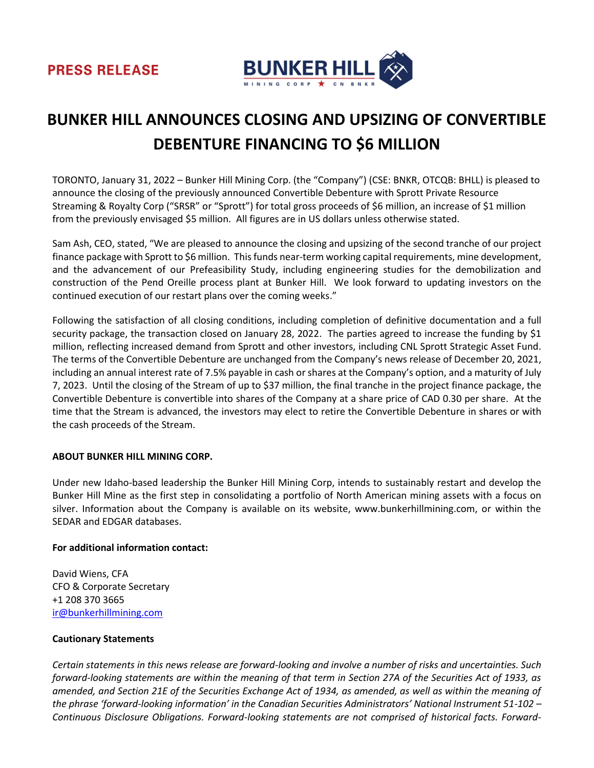**PRESS RELEASE**

**BUNKER HILL**
MINING CORP ★ CN BNKR

# BUNKER HILL ANNOUNCES CLOSING AND UPSIZING OF CONVERTIBLE DEBENTURE FINANCING TO $6 MILLION

TORONTO, January 31, 2022 – Bunker Hill Mining Corp. (the "Company") (CSE: BNKR, OTCQB: BHLL) is pleased to announce the closing of the previously announced Convertible Debenture with Sprott Private Resource Streaming & Royalty Corp ("SRSR" or "Sprott") for total gross proceeds of $6 million, an increase of $1 million from the previously envisaged $5 million. All figures are in US dollars unless otherwise stated.

Sam Ash, CEO, stated, "We are pleased to announce the closing and upsizing of the second tranche of our project finance package with Sprott to $6 million. This funds near-term working capital requirements, mine development, and the advancement of our Prefeasibility Study, including engineering studies for the demobilization and construction of the Pend Oreille process plant at Bunker Hill. We look forward to updating investors on the continued execution of our restart plans over the coming weeks."

Following the satisfaction of all closing conditions, including completion of definitive documentation and a full security package, the transaction closed on January 28, 2022. The parties agreed to increase the funding by $1 million, reflecting increased demand from Sprott and other investors, including CNL Sprott Strategic Asset Fund. The terms of the Convertible Debenture are unchanged from the Company's news release of December 20, 2021, including an annual interest rate of 7.5% payable in cash or shares at the Company's option, and a maturity of July 7, 2023. Until the closing of the Stream of up to $37 million, the final tranche in the project finance package, the Convertible Debenture is convertible into shares of the Company at a share price of CAD 0.30 per share. At the time that the Stream is advanced, the investors may elect to retire the Convertible Debenture in shares or with the cash proceeds of the Stream.

**ABOUT BUNKER HILL MINING CORP.**

Under new Idaho-based leadership the Bunker Hill Mining Corp, intends to sustainably restart and develop the Bunker Hill Mine as the first step in consolidating a portfolio of North American mining assets with a focus on silver. Information about the Company is available on its website, www.bunkerhillmining.com, or within the SEDAR and EDGAR databases.

**For additional information contact:**

David Wiens, CFA
CFO & Corporate Secretary
+1 208 370 3665
ir@bunkerhillmining.com

**Cautionary Statements**

*Certain statements in this news release are forward-looking and involve a number of risks and uncertainties. Such forward-looking statements are within the meaning of that term in Section 27A of the Securities Act of 1933, as amended, and Section 21E of the Securities Exchange Act of 1934, as amended, as well as within the meaning of the phrase 'forward-looking information' in the Canadian Securities Administrators' National Instrument 51-102 – Continuous Disclosure Obligations. Forward-looking statements are not comprised of historical facts. Forward-*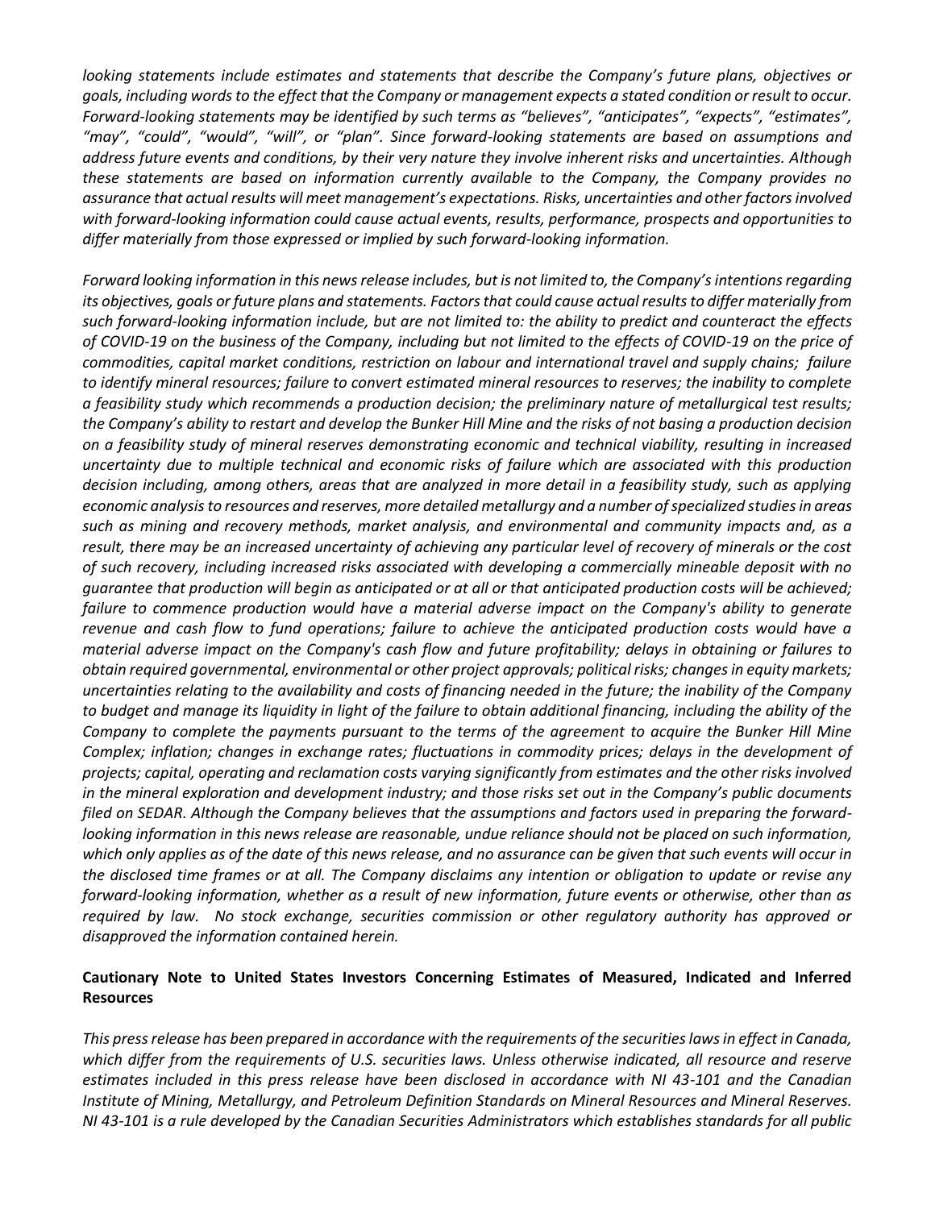*looking statements include estimates and statements that describe the Company's future plans, objectives or goals, including words to the effect that the Company or management expects a stated condition or result to occur. Forward-looking statements may be identified by such terms as "believes", "anticipates", "expects", "estimates", "may", "could", "would", "will", or "plan". Since forward-looking statements are based on assumptions and address future events and conditions, by their very nature they involve inherent risks and uncertainties. Although these statements are based on information currently available to the Company, the Company provides no assurance that actual results will meet management's expectations. Risks, uncertainties and other factors involved with forward-looking information could cause actual events, results, performance, prospects and opportunities to differ materially from those expressed or implied by such forward-looking information.*

*Forward looking information in this news release includes, but is not limited to, the Company's intentions regarding its objectives, goals or future plans and statements. Factors that could cause actual results to differ materially from such forward-looking information include, but are not limited to: the ability to predict and counteract the effects of COVID-19 on the business of the Company, including but not limited to the effects of COVID-19 on the price of commodities, capital market conditions, restriction on labour and international travel and supply chains; failure to identify mineral resources; failure to convert estimated mineral resources to reserves; the inability to complete a feasibility study which recommends a production decision; the preliminary nature of metallurgical test results; the Company's ability to restart and develop the Bunker Hill Mine and the risks of not basing a production decision on a feasibility study of mineral reserves demonstrating economic and technical viability, resulting in increased uncertainty due to multiple technical and economic risks of failure which are associated with this production decision including, among others, areas that are analyzed in more detail in a feasibility study, such as applying economic analysis to resources and reserves, more detailed metallurgy and a number of specialized studies in areas such as mining and recovery methods, market analysis, and environmental and community impacts and, as a result, there may be an increased uncertainty of achieving any particular level of recovery of minerals or the cost of such recovery, including increased risks associated with developing a commercially mineable deposit with no guarantee that production will begin as anticipated or at all or that anticipated production costs will be achieved; failure to commence production would have a material adverse impact on the Company's ability to generate revenue and cash flow to fund operations; failure to achieve the anticipated production costs would have a material adverse impact on the Company's cash flow and future profitability; delays in obtaining or failures to obtain required governmental, environmental or other project approvals; political risks; changes in equity markets; uncertainties relating to the availability and costs of financing needed in the future; the inability of the Company to budget and manage its liquidity in light of the failure to obtain additional financing, including the ability of the Company to complete the payments pursuant to the terms of the agreement to acquire the Bunker Hill Mine Complex; inflation; changes in exchange rates; fluctuations in commodity prices; delays in the development of projects; capital, operating and reclamation costs varying significantly from estimates and the other risks involved in the mineral exploration and development industry; and those risks set out in the Company's public documents filed on SEDAR. Although the Company believes that the assumptions and factors used in preparing the forward-looking information in this news release are reasonable, undue reliance should not be placed on such information, which only applies as of the date of this news release, and no assurance can be given that such events will occur in the disclosed time frames or at all. The Company disclaims any intention or obligation to update or revise any forward-looking information, whether as a result of new information, future events or otherwise, other than as required by law. No stock exchange, securities commission or other regulatory authority has approved or disapproved the information contained herein.*

**Cautionary Note to United States Investors Concerning Estimates of Measured, Indicated and Inferred Resources**

*This press release has been prepared in accordance with the requirements of the securities laws in effect in Canada, which differ from the requirements of U.S. securities laws. Unless otherwise indicated, all resource and reserve estimates included in this press release have been disclosed in accordance with NI 43-101 and the Canadian Institute of Mining, Metallurgy, and Petroleum Definition Standards on Mineral Resources and Mineral Reserves. NI 43-101 is a rule developed by the Canadian Securities Administrators which establishes standards for all public*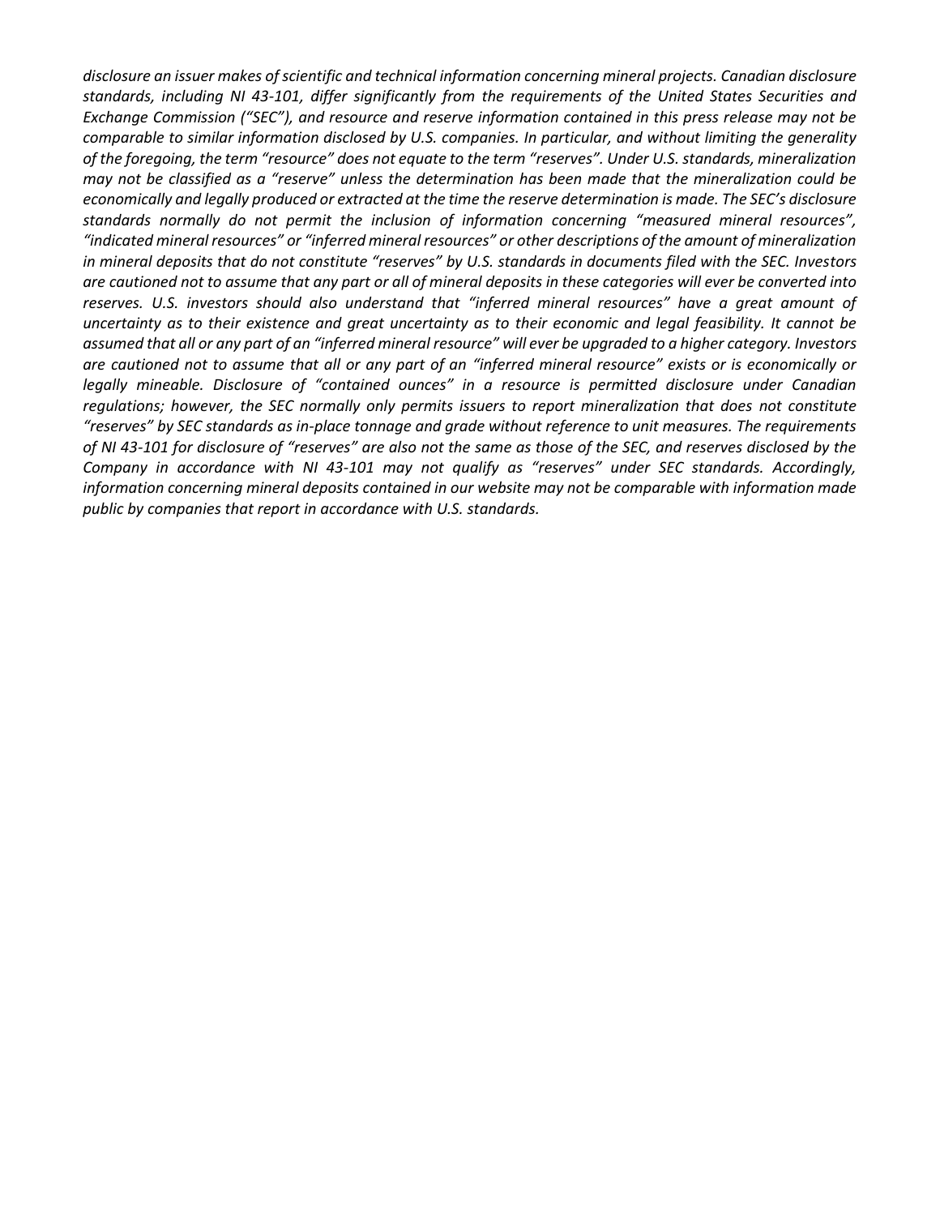*disclosure an issuer makes of scientific and technical information concerning mineral projects. Canadian disclosure standards, including NI 43-101, differ significantly from the requirements of the United States Securities and Exchange Commission ("SEC"), and resource and reserve information contained in this press release may not be comparable to similar information disclosed by U.S. companies. In particular, and without limiting the generality of the foregoing, the term "resource" does not equate to the term "reserves". Under U.S. standards, mineralization may not be classified as a "reserve" unless the determination has been made that the mineralization could be economically and legally produced or extracted at the time the reserve determination is made. The SEC's disclosure standards normally do not permit the inclusion of information concerning "measured mineral resources", "indicated mineral resources" or "inferred mineral resources" or other descriptions of the amount of mineralization in mineral deposits that do not constitute "reserves" by U.S. standards in documents filed with the SEC. Investors are cautioned not to assume that any part or all of mineral deposits in these categories will ever be converted into reserves. U.S. investors should also understand that "inferred mineral resources" have a great amount of uncertainty as to their existence and great uncertainty as to their economic and legal feasibility. It cannot be assumed that all or any part of an "inferred mineral resource" will ever be upgraded to a higher category. Investors are cautioned not to assume that all or any part of an "inferred mineral resource" exists or is economically or legally mineable. Disclosure of "contained ounces" in a resource is permitted disclosure under Canadian regulations; however, the SEC normally only permits issuers to report mineralization that does not constitute "reserves" by SEC standards as in-place tonnage and grade without reference to unit measures. The requirements of NI 43-101 for disclosure of "reserves" are also not the same as those of the SEC, and reserves disclosed by the Company in accordance with NI 43-101 may not qualify as "reserves" under SEC standards. Accordingly, information concerning mineral deposits contained in our website may not be comparable with information made public by companies that report in accordance with U.S. standards.*